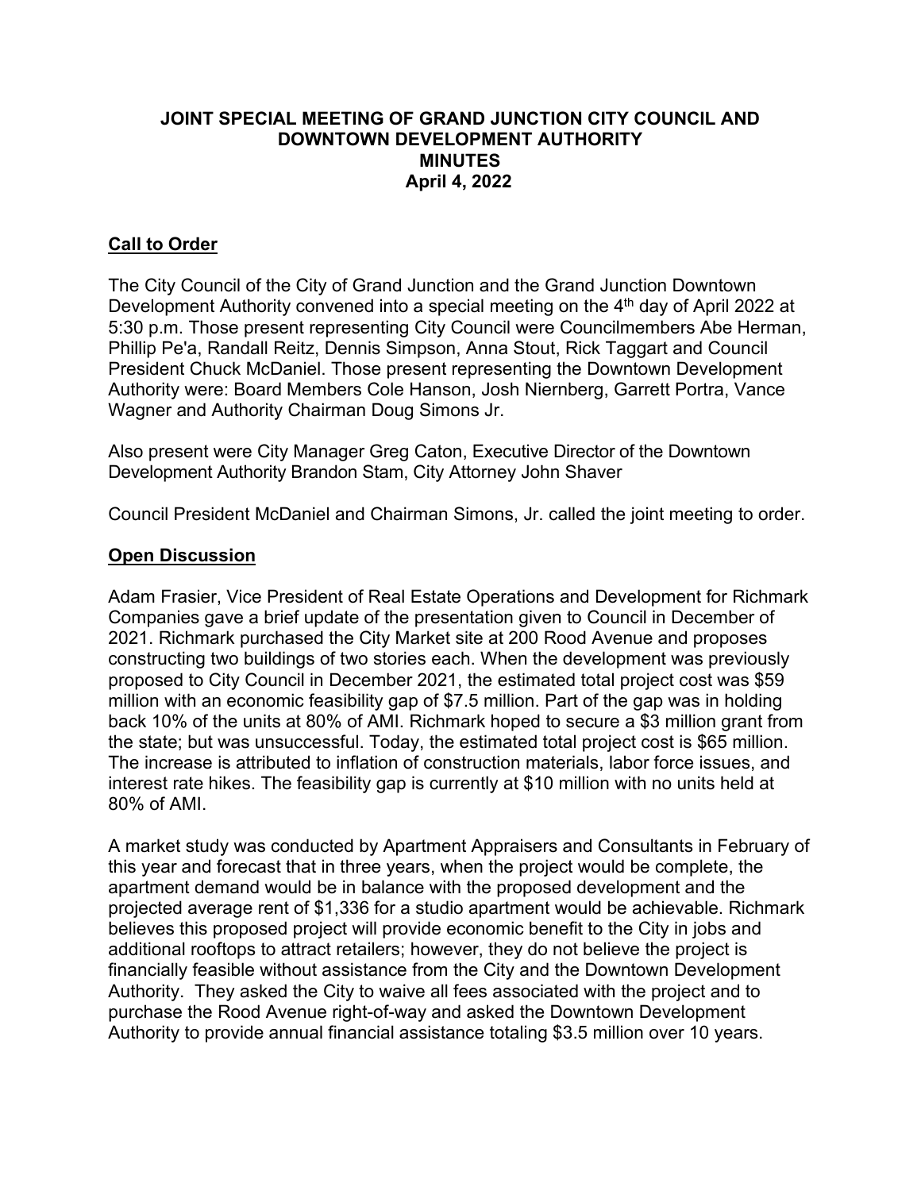# JOINT SPECIAL MEETING OF GRAND JUNCTION CITY COUNCIL AND DOWNTOWN DEVELOPMENT AUTHORITY MINUTES April 4, 2022

## Call to Order

The City Council of the City of Grand Junction and the Grand Junction Downtown Development Authority convened into a special meeting on the 4th day of April 2022 at 5:30 p.m. Those present representing City Council were Councilmembers Abe Herman, Phillip Pe'a, Randall Reitz, Dennis Simpson, Anna Stout, Rick Taggart and Council President Chuck McDaniel. Those present representing the Downtown Development Authority were: Board Members Cole Hanson, Josh Niernberg, Garrett Portra, Vance Wagner and Authority Chairman Doug Simons Jr.

Also present were City Manager Greg Caton, Executive Director of the Downtown Development Authority Brandon Stam, City Attorney John Shaver

Council President McDaniel and Chairman Simons, Jr. called the joint meeting to order.

## Open Discussion

Adam Frasier, Vice President of Real Estate Operations and Development for Richmark Companies gave a brief update of the presentation given to Council in December of 2021. Richmark purchased the City Market site at 200 Rood Avenue and proposes constructing two buildings of two stories each. When the development was previously proposed to City Council in December 2021, the estimated total project cost was $59 million with an economic feasibility gap of $7.5 million. Part of the gap was in holding back 10% of the units at 80% of AMI. Richmark hoped to secure a $3 million grant from the state; but was unsuccessful. Today, the estimated total project cost is $65 million. The increase is attributed to inflation of construction materials, labor force issues, and interest rate hikes. The feasibility gap is currently at $10 million with no units held at 80% of AMI.

A market study was conducted by Apartment Appraisers and Consultants in February of this year and forecast that in three years, when the project would be complete, the apartment demand would be in balance with the proposed development and the projected average rent of $1,336 for a studio apartment would be achievable. Richmark believes this proposed project will provide economic benefit to the City in jobs and additional rooftops to attract retailers; however, they do not believe the project is financially feasible without assistance from the City and the Downtown Development Authority. They asked the City to waive all fees associated with the project and to purchase the Rood Avenue right-of-way and asked the Downtown Development Authority to provide annual financial assistance totaling $3.5 million over 10 years.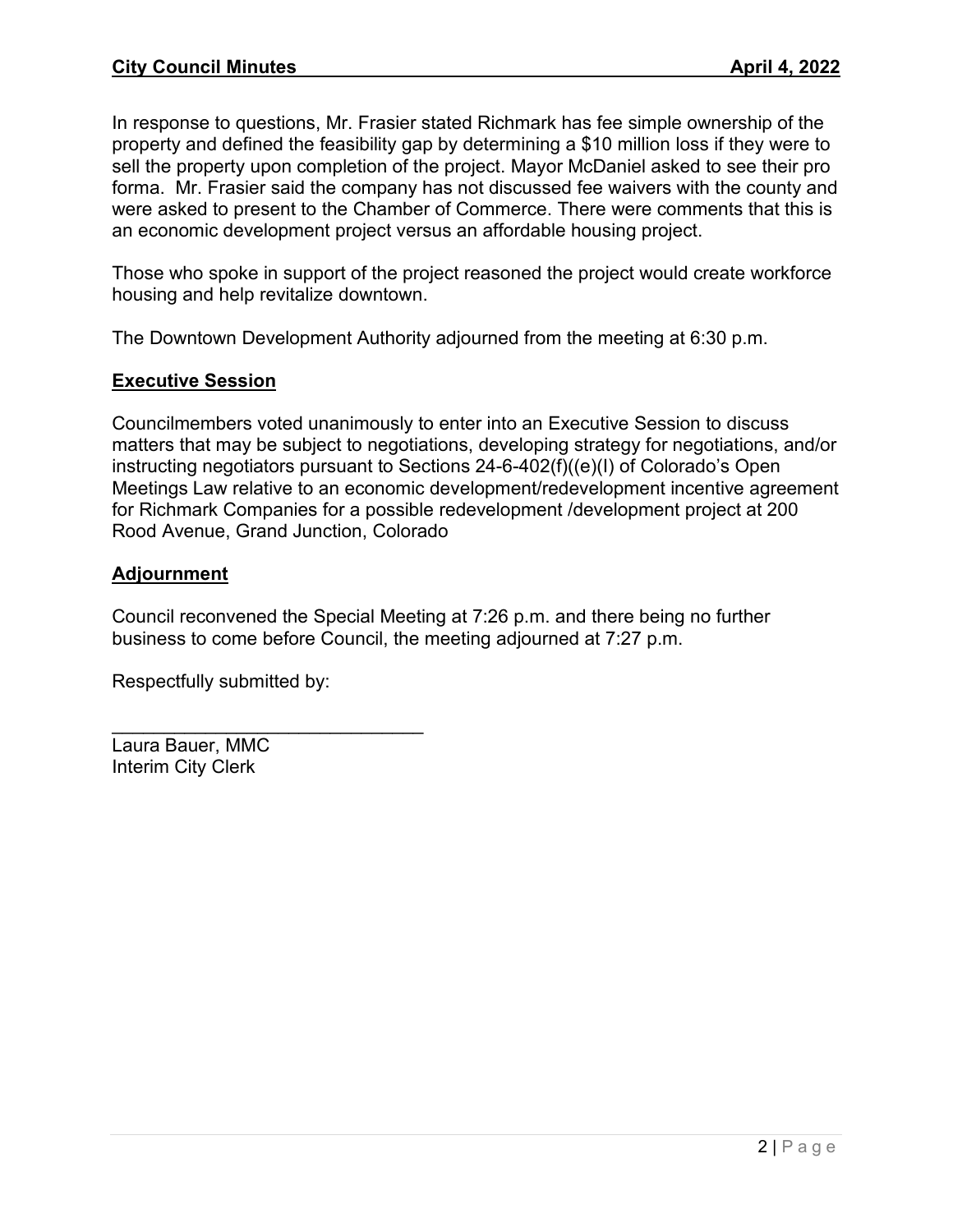In response to questions, Mr. Frasier stated Richmark has fee simple ownership of the property and defined the feasibility gap by determining a $10 million loss if they were to sell the property upon completion of the project. Mayor McDaniel asked to see their pro forma. Mr. Frasier said the company has not discussed fee waivers with the county and were asked to present to the Chamber of Commerce. There were comments that this is an economic development project versus an affordable housing project.

Those who spoke in support of the project reasoned the project would create workforce housing and help revitalize downtown.

The Downtown Development Authority adjourned from the meeting at 6:30 p.m.

## **Executive Session**

Councilmembers voted unanimously to enter into an Executive Session to discuss matters that may be subject to negotiations, developing strategy for negotiations, and/or instructing negotiators pursuant to Sections 24-6-402(f)((e)(I) of Colorado's Open Meetings Law relative to an economic development/redevelopment incentive agreement for Richmark Companies for a possible redevelopment /development project at 200 Rood Avenue, Grand Junction, Colorado

## **Adjournment**

Council reconvened the Special Meeting at 7:26 p.m. and there being no further business to come before Council, the meeting adjourned at 7:27 p.m.

Respectfully submitted by:

______________________________
Laura Bauer, MMC
Interim City Clerk